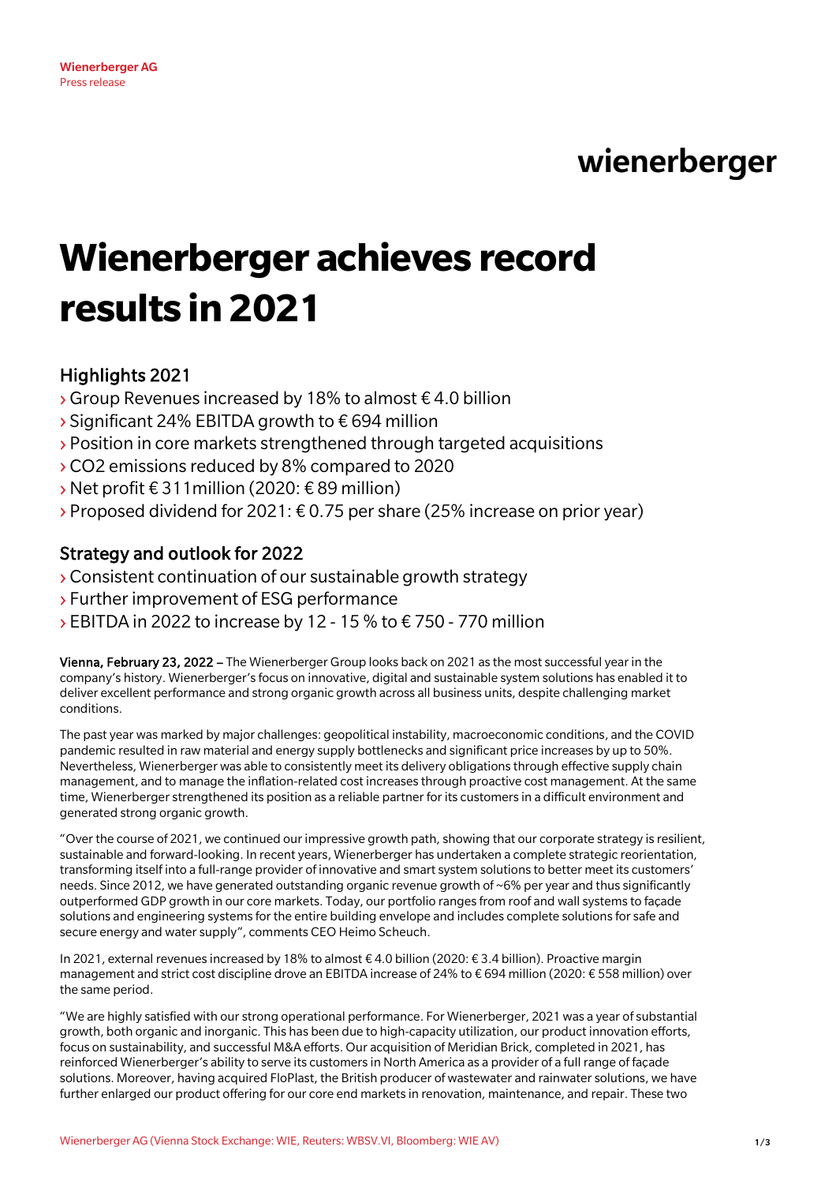Wienerberger AG
Press release

wienerberger

# Wienerberger achieves record results in 2021

## Highlights 2021

- Group Revenues increased by 18% to almost € 4.0 billion
- Significant 24% EBITDA growth to € 694 million
- Position in core markets strengthened through targeted acquisitions
- $CO_2$ emissions reduced by 8% compared to 2020
- Net profit € 311million (2020: € 89 million)
- Proposed dividend for 2021: € 0.75 per share (25% increase on prior year)

## Strategy and outlook for 2022

- Consistent continuation of our sustainable growth strategy
- Further improvement of ESG performance
- EBITDA in 2022 to increase by 12 - 15 % to € 750 - 770 million

**Vienna, February 23, 2022** – The Wienerberger Group looks back on 2021 as the most successful year in the company's history. Wienerberger's focus on innovative, digital and sustainable system solutions has enabled it to deliver excellent performance and strong organic growth across all business units, despite challenging market conditions.

The past year was marked by major challenges: geopolitical instability, macroeconomic conditions, and the COVID pandemic resulted in raw material and energy supply bottlenecks and significant price increases by up to 50%. Nevertheless, Wienerberger was able to consistently meet its delivery obligations through effective supply chain management, and to manage the inflation-related cost increases through proactive cost management. At the same time, Wienerberger strengthened its position as a reliable partner for its customers in a difficult environment and generated strong organic growth.

"Over the course of 2021, we continued our impressive growth path, showing that our corporate strategy is resilient, sustainable and forward-looking. In recent years, Wienerberger has undertaken a complete strategic reorientation, transforming itself into a full-range provider of innovative and smart system solutions to better meet its customers' needs. Since 2012, we have generated outstanding organic revenue growth of ~6% per year and thus significantly outperformed GDP growth in our core markets. Today, our portfolio ranges from roof and wall systems to façade solutions and engineering systems for the entire building envelope and includes complete solutions for safe and secure energy and water supply", comments CEO Heimo Scheuch.

In 2021, external revenues increased by 18% to almost € 4.0 billion (2020: € 3.4 billion). Proactive margin management and strict cost discipline drove an EBITDA increase of 24% to € 694 million (2020: € 558 million) over the same period.

"We are highly satisfied with our strong operational performance. For Wienerberger, 2021 was a year of substantial growth, both organic and inorganic. This has been due to high-capacity utilization, our product innovation efforts, focus on sustainability, and successful M&A efforts. Our acquisition of Meridian Brick, completed in 2021, has reinforced Wienerberger's ability to serve its customers in North America as a provider of a full range of façade solutions. Moreover, having acquired FloPlast, the British producer of wastewater and rainwater solutions, we have further enlarged our product offering for our core end markets in renovation, maintenance, and repair. These two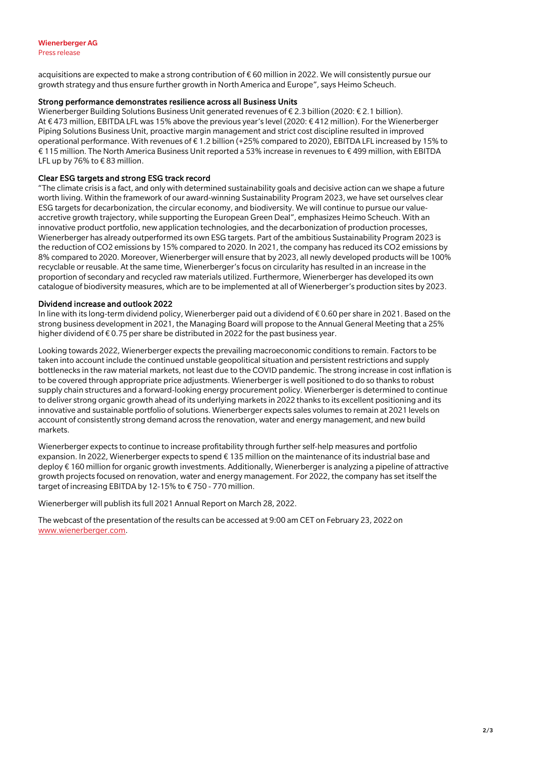acquisitions are expected to make a strong contribution of € 60 million in 2022. We will consistently pursue our growth strategy and thus ensure further growth in North America and Europe", says Heimo Scheuch.

### Strong performance demonstrates resilience across all Business Units

Wienerberger Building Solutions Business Unit generated revenues of € 2.3 billion (2020: € 2.1 billion). At € 473 million, EBITDA LFL was 15% above the previous year's level (2020: € 412 million). For the Wienerberger Piping Solutions Business Unit, proactive margin management and strict cost discipline resulted in improved operational performance. With revenues of € 1.2 billion (+25% compared to 2020), EBITDA LFL increased by 15% to € 115 million. The North America Business Unit reported a 53% increase in revenues to € 499 million, with EBITDA LFL up by 76% to € 83 million.

### Clear ESG targets and strong ESG track record

"The climate crisis is a fact, and only with determined sustainability goals and decisive action can we shape a future worth living. Within the framework of our award-winning Sustainability Program 2023, we have set ourselves clear ESG targets for decarbonization, the circular economy, and biodiversity. We will continue to pursue our value-accretive growth trajectory, while supporting the European Green Deal", emphasizes Heimo Scheuch. With an innovative product portfolio, new application technologies, and the decarbonization of production processes, Wienerberger has already outperformed its own ESG targets. Part of the ambitious Sustainability Program 2023 is the reduction of $CO_2$ emissions by 15% compared to 2020. In 2021, the company has reduced its $CO_2$ emissions by 8% compared to 2020. Moreover, Wienerberger will ensure that by 2023, all newly developed products will be 100% recyclable or reusable. At the same time, Wienerberger's focus on circularity has resulted in an increase in the proportion of secondary and recycled raw materials utilized. Furthermore, Wienerberger has developed its own catalogue of biodiversity measures, which are to be implemented at all of Wienerberger's production sites by 2023.

### Dividend increase and outlook 2022

In line with its long-term dividend policy, Wienerberger paid out a dividend of € 0.60 per share in 2021. Based on the strong business development in 2021, the Managing Board will propose to the Annual General Meeting that a 25% higher dividend of € 0.75 per share be distributed in 2022 for the past business year.

Looking towards 2022, Wienerberger expects the prevailing macroeconomic conditions to remain. Factors to be taken into account include the continued unstable geopolitical situation and persistent restrictions and supply bottlenecks in the raw material markets, not least due to the COVID pandemic. The strong increase in cost inflation is to be covered through appropriate price adjustments. Wienerberger is well positioned to do so thanks to robust supply chain structures and a forward-looking energy procurement policy. Wienerberger is determined to continue to deliver strong organic growth ahead of its underlying markets in 2022 thanks to its excellent positioning and its innovative and sustainable portfolio of solutions. Wienerberger expects sales volumes to remain at 2021 levels on account of consistently strong demand across the renovation, water and energy management, and new build markets.

Wienerberger expects to continue to increase profitability through further self-help measures and portfolio expansion. In 2022, Wienerberger expects to spend € 135 million on the maintenance of its industrial base and deploy € 160 million for organic growth investments. Additionally, Wienerberger is analyzing a pipeline of attractive growth projects focused on renovation, water and energy management. For 2022, the company has set itself the target of increasing EBITDA by 12-15% to € 750 - 770 million.

Wienerberger will publish its full 2021 Annual Report on March 28, 2022.

The webcast of the presentation of the results can be accessed at 9:00 am CET on February 23, 2022 on www.wienerberger.com.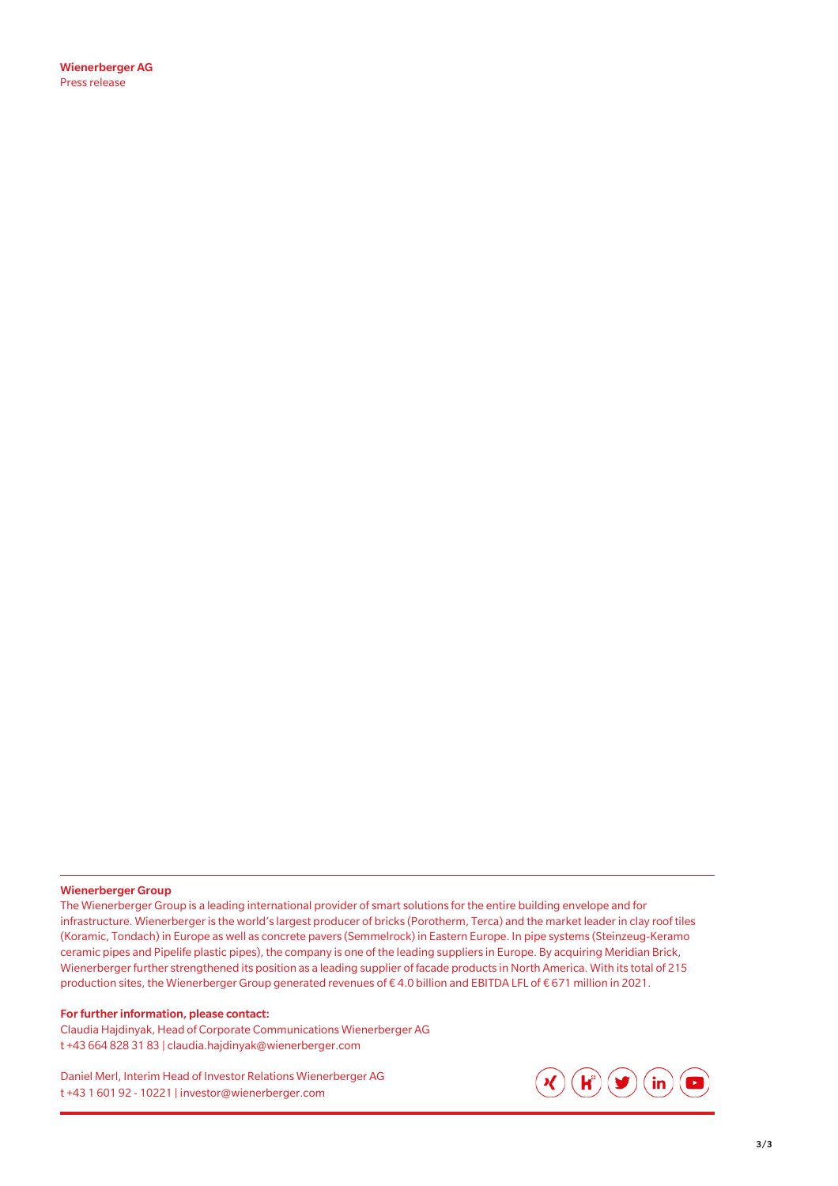## Wienerberger Group

The Wienerberger Group is a leading international provider of smart solutions for the entire building envelope and for infrastructure. Wienerberger is the world's largest producer of bricks (Porotherm, Terca) and the market leader in clay roof tiles (Koramic, Tondach) in Europe as well as concrete pavers (Semmelrock) in Eastern Europe. In pipe systems (Steinzeug-Keramo ceramic pipes and Pipelife plastic pipes), the company is one of the leading suppliers in Europe. By acquiring Meridian Brick, Wienerberger further strengthened its position as a leading supplier of facade products in North America. With its total of 215 production sites, the Wienerberger Group generated revenues of € 4.0 billion and EBITDA LFL of € 671 million in 2021.

**For further information, please contact:**

Claudia Hajdinyak, Head of Corporate Communications Wienerberger AG
t +43 664 828 31 83 | claudia.hajdinyak@wienerberger.com

Daniel Merl, Interim Head of Investor Relations Wienerberger AG
t +43 1 601 92 - 10221 | investor@wienerberger.com